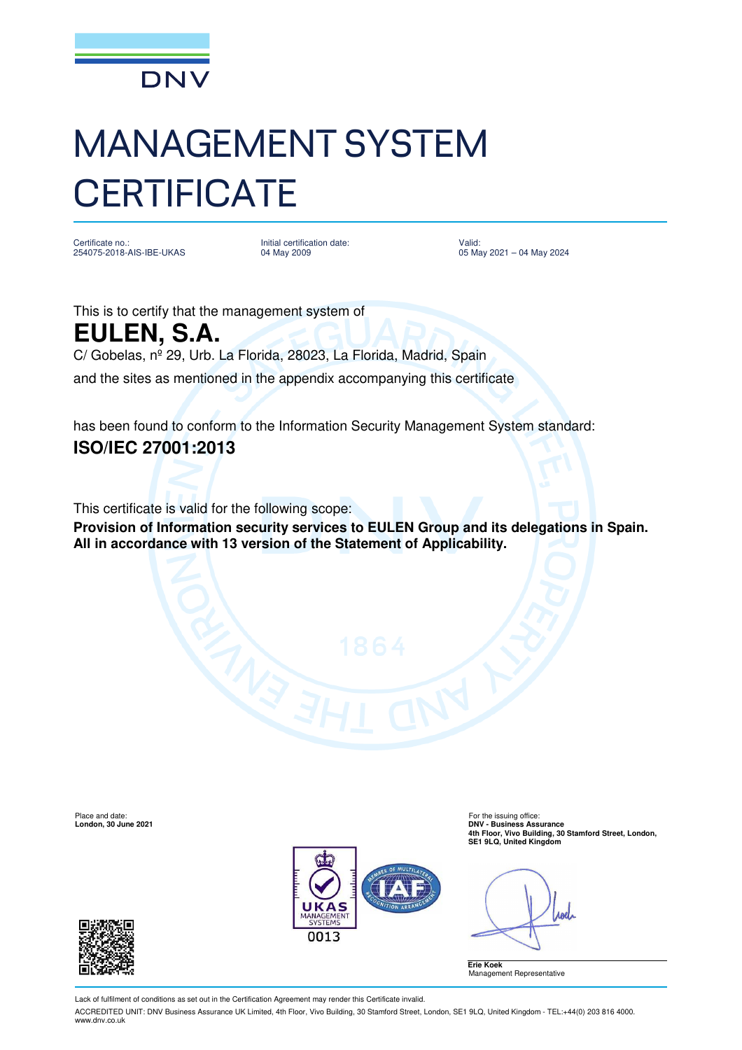DNV

# MANAGEMENT SYSTEM CERTIFICATE

| Certificate no.: | Initial certification date: | Valid: |
| --- | --- | --- |
| 254075-2018-AIS-IBE-UKAS | 04 May 2009 | 05 May 2021 – 04 May 2024 |

This is to certify that the management system of

## EULEN, S.A.

C/ Gobelas, nº 29, Urb. La Florida, 28023, La Florida, Madrid, Spain

and the sites as mentioned in the appendix accompanying this certificate

has been found to conform to the Information Security Management System standard:

**ISO/IEC 27001:2013**

This certificate is valid for the following scope:

**Provision of Information security services to EULEN Group and its delegations in Spain. All in accordance with 13 version of the Statement of Applicability.**

Place and date:
**London, 30 June 2021**

For the issuing office:
**DNV - Business Assurance**
**4th Floor, Vivo Building, 30 Stamford Street, London, SE1 9LQ, United Kingdom**

UKAS MANAGEMENT SYSTEMS 0013

**Erie Koek**
Management Representative

Lack of fulfilment of conditions as set out in the Certification Agreement may render this Certificate invalid.

ACCREDITED UNIT: DNV Business Assurance UK Limited, 4th Floor, Vivo Building, 30 Stamford Street, London, SE1 9LQ, United Kingdom - TEL:+44(0) 203 816 4000. www.dnv.co.uk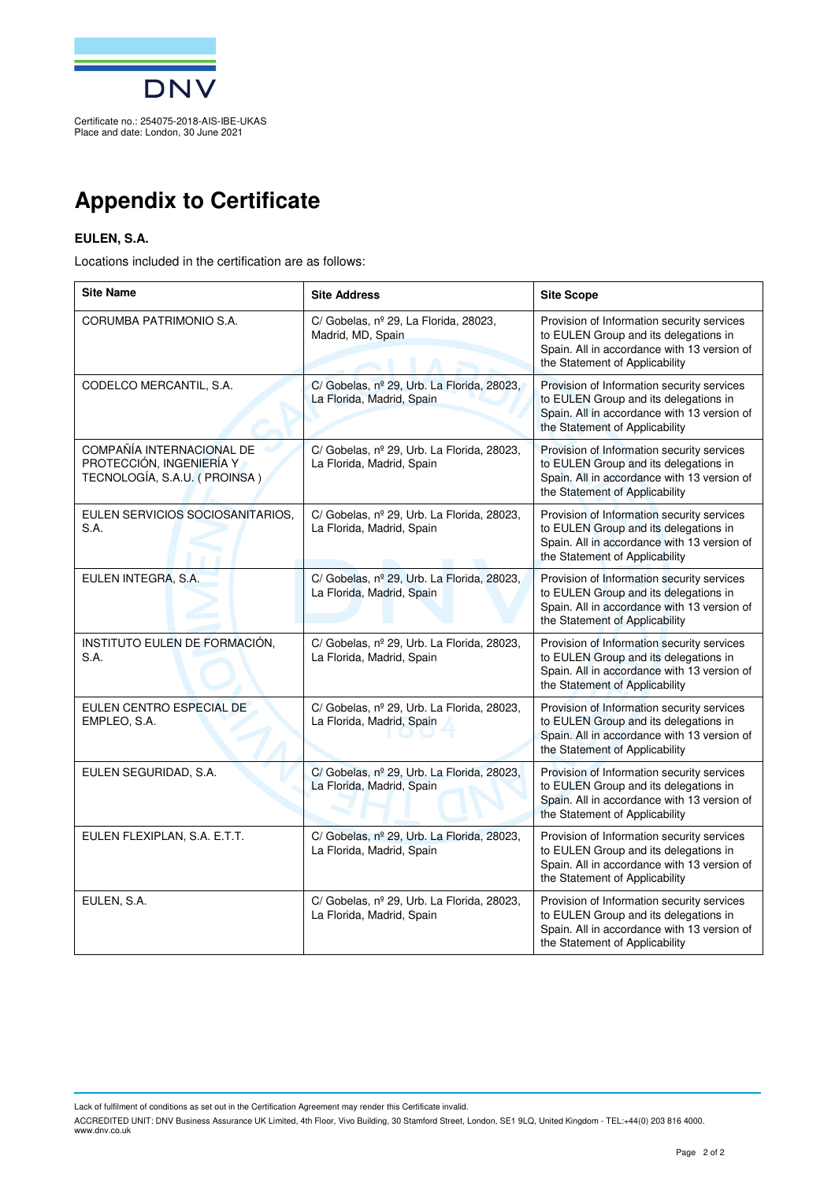Certificate no.: 254075-2018-AIS-IBE-UKAS
Place and date: London, 30 June 2021

# Appendix to Certificate

**EULEN, S.A.**

Locations included in the certification are as follows:

| Site Name | Site Address | Site Scope |
|---|---|---|
| CORUMBA PATRIMONIO S.A. | C/ Gobelas, nº 29, La Florida, 28023, Madrid, MD, Spain | Provision of Information security services to EULEN Group and its delegations in Spain. All in accordance with 13 version of the Statement of Applicability |
| CODELCO MERCANTIL, S.A. | C/ Gobelas, nº 29, Urb. La Florida, 28023, La Florida, Madrid, Spain | Provision of Information security services to EULEN Group and its delegations in Spain. All in accordance with 13 version of the Statement of Applicability |
| COMPAÑÍA INTERNACIONAL DE PROTECCIÓN, INGENIERÍA Y TECNOLOGÍA, S.A.U. ( PROINSA ) | C/ Gobelas, nº 29, Urb. La Florida, 28023, La Florida, Madrid, Spain | Provision of Information security services to EULEN Group and its delegations in Spain. All in accordance with 13 version of the Statement of Applicability |
| EULEN SERVICIOS SOCIOSANITARIOS, S.A. | C/ Gobelas, nº 29, Urb. La Florida, 28023, La Florida, Madrid, Spain | Provision of Information security services to EULEN Group and its delegations in Spain. All in accordance with 13 version of the Statement of Applicability |
| EULEN INTEGRA, S.A. | C/ Gobelas, nº 29, Urb. La Florida, 28023, La Florida, Madrid, Spain | Provision of Information security services to EULEN Group and its delegations in Spain. All in accordance with 13 version of the Statement of Applicability |
| INSTITUTO EULEN DE FORMACIÓN, S.A. | C/ Gobelas, nº 29, Urb. La Florida, 28023, La Florida, Madrid, Spain | Provision of Information security services to EULEN Group and its delegations in Spain. All in accordance with 13 version of the Statement of Applicability |
| EULEN CENTRO ESPECIAL DE EMPLEO, S.A. | C/ Gobelas, nº 29, Urb. La Florida, 28023, La Florida, Madrid, Spain | Provision of Information security services to EULEN Group and its delegations in Spain. All in accordance with 13 version of the Statement of Applicability |
| EULEN SEGURIDAD, S.A. | C/ Gobelas, nº 29, Urb. La Florida, 28023, La Florida, Madrid, Spain | Provision of Information security services to EULEN Group and its delegations in Spain. All in accordance with 13 version of the Statement of Applicability |
| EULEN FLEXIPLAN, S.A. E.T.T. | C/ Gobelas, nº 29, Urb. La Florida, 28023, La Florida, Madrid, Spain | Provision of Information security services to EULEN Group and its delegations in Spain. All in accordance with 13 version of the Statement of Applicability |
| EULEN, S.A. | C/ Gobelas, nº 29, Urb. La Florida, 28023, La Florida, Madrid, Spain | Provision of Information security services to EULEN Group and its delegations in Spain. All in accordance with 13 version of the Statement of Applicability |

Lack of fulfilment of conditions as set out in the Certification Agreement may render this Certificate invalid.

ACCREDITED UNIT: DNV Business Assurance UK Limited, 4th Floor, Vivo Building, 30 Stamford Street, London, SE1 9LQ, United Kingdom - TEL:+44(0) 203 816 4000. www.dnv.co.uk